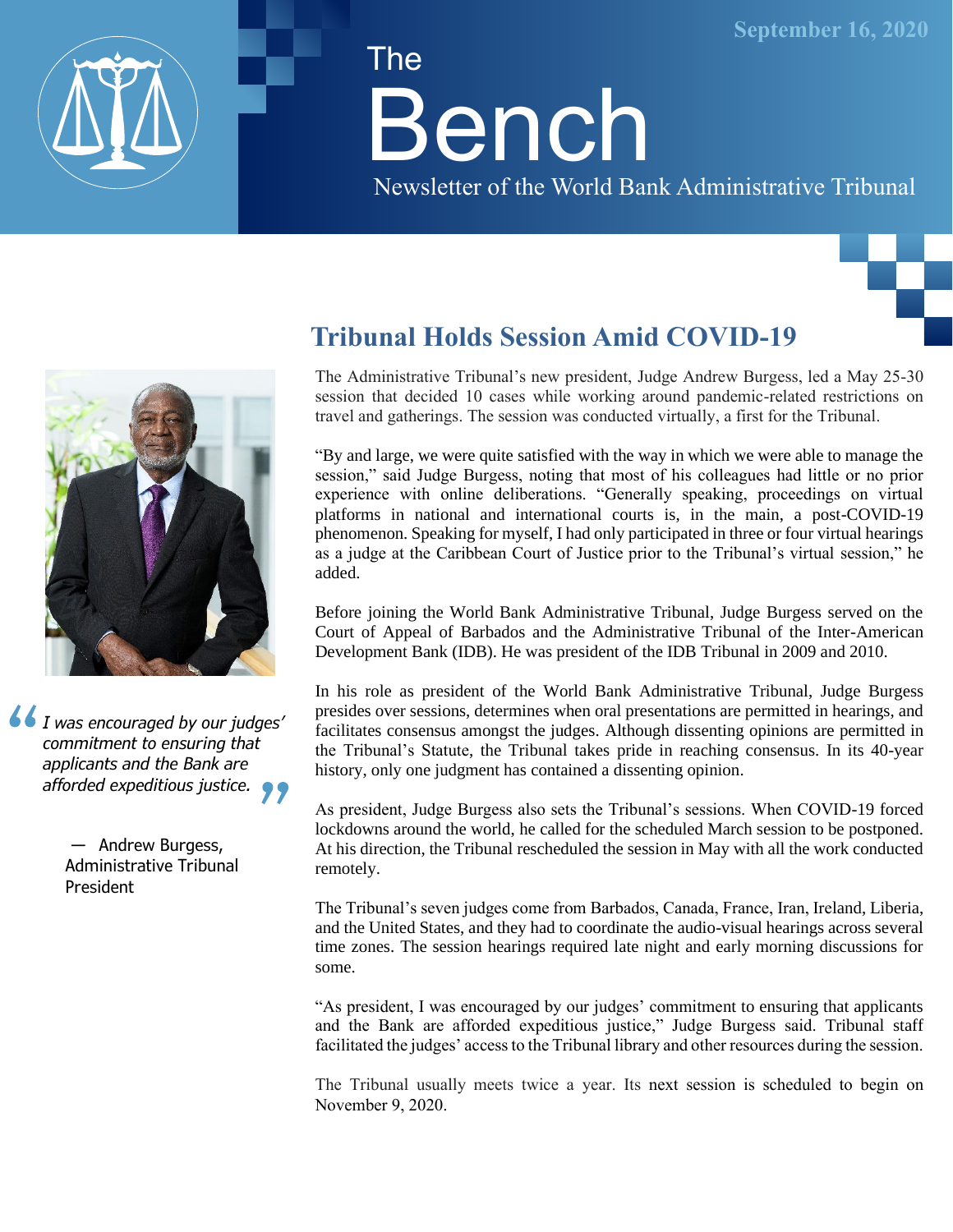September 16, 2020

# The Bench

Newsletter of the World Bank Administrative Tribunal

## Tribunal Holds Session Amid COVID-19

> *I was encouraged by our judges' commitment to ensuring that applicants and the Bank are afforded expeditious justice.*
>
> — Andrew Burgess, Administrative Tribunal President

The Administrative Tribunal's new president, Judge Andrew Burgess, led a May 25-30 session that decided 10 cases while working around pandemic-related restrictions on travel and gatherings. The session was conducted virtually, a first for the Tribunal.

"By and large, we were quite satisfied with the way in which we were able to manage the session," said Judge Burgess, noting that most of his colleagues had little or no prior experience with online deliberations. "Generally speaking, proceedings on virtual platforms in national and international courts is, in the main, a post-COVID-19 phenomenon. Speaking for myself, I had only participated in three or four virtual hearings as a judge at the Caribbean Court of Justice prior to the Tribunal's virtual session," he added.

Before joining the World Bank Administrative Tribunal, Judge Burgess served on the Court of Appeal of Barbados and the Administrative Tribunal of the Inter-American Development Bank (IDB). He was president of the IDB Tribunal in 2009 and 2010.

In his role as president of the World Bank Administrative Tribunal, Judge Burgess presides over sessions, determines when oral presentations are permitted in hearings, and facilitates consensus amongst the judges. Although dissenting opinions are permitted in the Tribunal's Statute, the Tribunal takes pride in reaching consensus. In its 40-year history, only one judgment has contained a dissenting opinion.

As president, Judge Burgess also sets the Tribunal's sessions. When COVID-19 forced lockdowns around the world, he called for the scheduled March session to be postponed. At his direction, the Tribunal rescheduled the session in May with all the work conducted remotely.

The Tribunal's seven judges come from Barbados, Canada, France, Iran, Ireland, Liberia, and the United States, and they had to coordinate the audio-visual hearings across several time zones. The session hearings required late night and early morning discussions for some.

"As president, I was encouraged by our judges' commitment to ensuring that applicants and the Bank are afforded expeditious justice," Judge Burgess said. Tribunal staff facilitated the judges' access to the Tribunal library and other resources during the session.

The Tribunal usually meets twice a year. Its next session is scheduled to begin on November 9, 2020.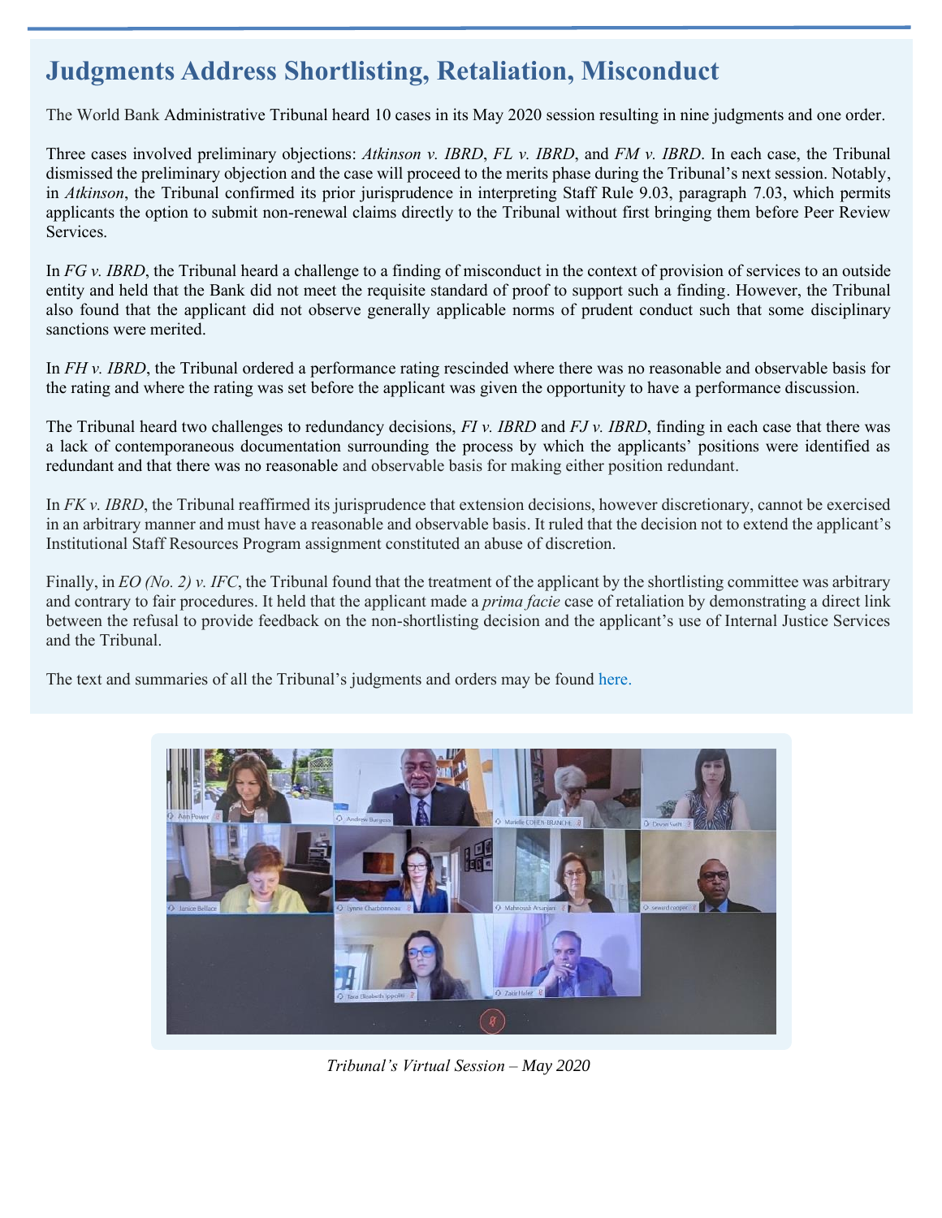# Judgments Address Shortlisting, Retaliation, Misconduct

The World Bank Administrative Tribunal heard 10 cases in its May 2020 session resulting in nine judgments and one order.

Three cases involved preliminary objections: *Atkinson v. IBRD*, *FL v. IBRD*, and *FM v. IBRD*. In each case, the Tribunal dismissed the preliminary objection and the case will proceed to the merits phase during the Tribunal's next session. Notably, in *Atkinson*, the Tribunal confirmed its prior jurisprudence in interpreting Staff Rule 9.03, paragraph 7.03, which permits applicants the option to submit non-renewal claims directly to the Tribunal without first bringing them before Peer Review Services.

In *FG v. IBRD*, the Tribunal heard a challenge to a finding of misconduct in the context of provision of services to an outside entity and held that the Bank did not meet the requisite standard of proof to support such a finding. However, the Tribunal also found that the applicant did not observe generally applicable norms of prudent conduct such that some disciplinary sanctions were merited.

In *FH v. IBRD*, the Tribunal ordered a performance rating rescinded where there was no reasonable and observable basis for the rating and where the rating was set before the applicant was given the opportunity to have a performance discussion.

The Tribunal heard two challenges to redundancy decisions, *FI v. IBRD* and *FJ v. IBRD*, finding in each case that there was a lack of contemporaneous documentation surrounding the process by which the applicants' positions were identified as redundant and that there was no reasonable and observable basis for making either position redundant.

In *FK v. IBRD*, the Tribunal reaffirmed its jurisprudence that extension decisions, however discretionary, cannot be exercised in an arbitrary manner and must have a reasonable and observable basis. It ruled that the decision not to extend the applicant's Institutional Staff Resources Program assignment constituted an abuse of discretion.

Finally, in *EO (No. 2) v. IFC*, the Tribunal found that the treatment of the applicant by the shortlisting committee was arbitrary and contrary to fair procedures. It held that the applicant made a *prima facie* case of retaliation by demonstrating a direct link between the refusal to provide feedback on the non-shortlisting decision and the applicant's use of Internal Justice Services and the Tribunal.

The text and summaries of all the Tribunal's judgments and orders may be found here.

*Tribunal's Virtual Session – May 2020*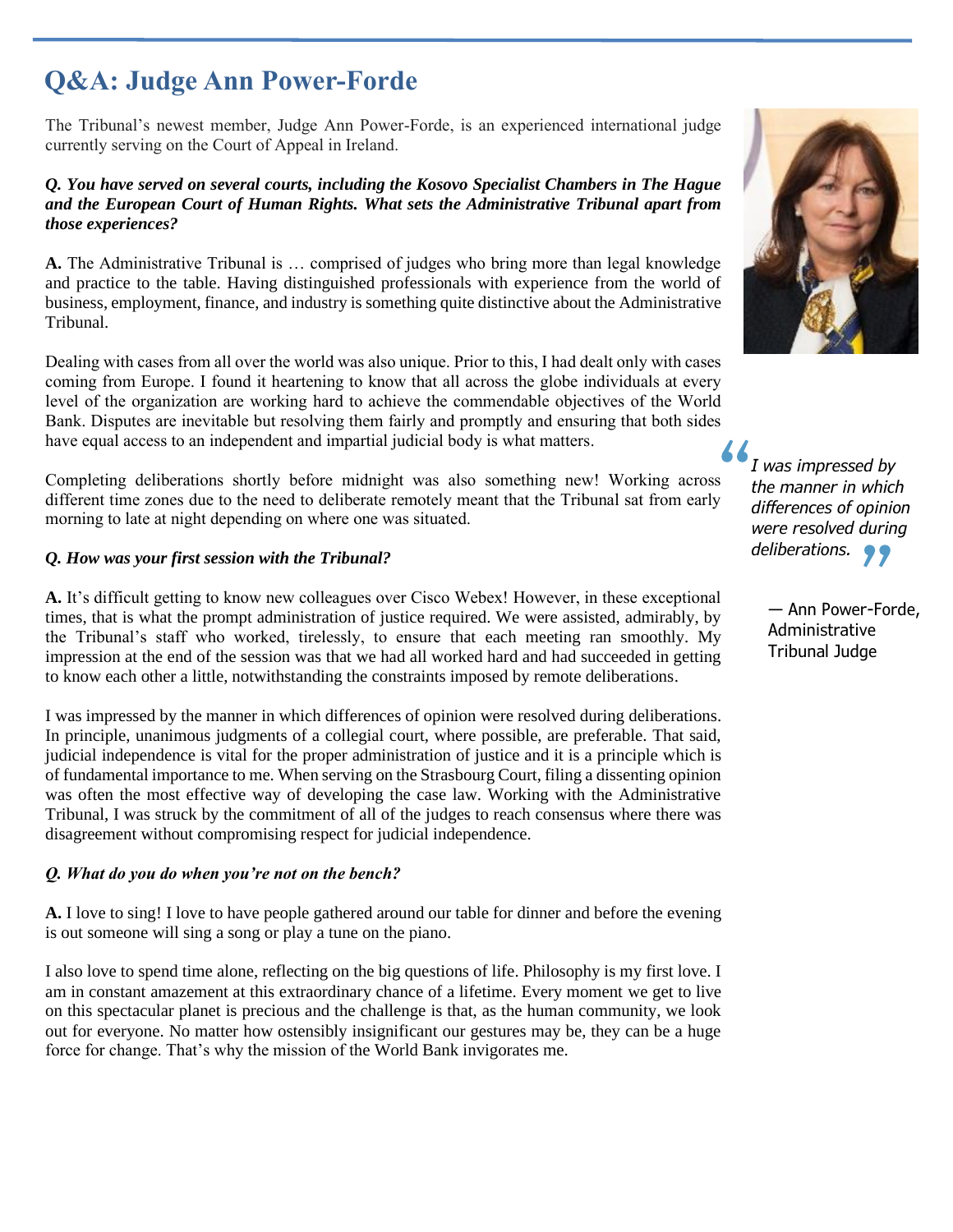# Q&A: Judge Ann Power-Forde

The Tribunal's newest member, Judge Ann Power-Forde, is an experienced international judge currently serving on the Court of Appeal in Ireland.

***Q. You have served on several courts, including the Kosovo Specialist Chambers in The Hague and the European Court of Human Rights. What sets the Administrative Tribunal apart from those experiences?***

**A.** The Administrative Tribunal is … comprised of judges who bring more than legal knowledge and practice to the table. Having distinguished professionals with experience from the world of business, employment, finance, and industry is something quite distinctive about the Administrative Tribunal.

Dealing with cases from all over the world was also unique. Prior to this, I had dealt only with cases coming from Europe. I found it heartening to know that all across the globe individuals at every level of the organization are working hard to achieve the commendable objectives of the World Bank. Disputes are inevitable but resolving them fairly and promptly and ensuring that both sides have equal access to an independent and impartial judicial body is what matters.

Completing deliberations shortly before midnight was also something new! Working across different time zones due to the need to deliberate remotely meant that the Tribunal sat from early morning to late at night depending on where one was situated.

***Q. How was your first session with the Tribunal?***

**A.** It's difficult getting to know new colleagues over Cisco Webex! However, in these exceptional times, that is what the prompt administration of justice required. We were assisted, admirably, by the Tribunal's staff who worked, tirelessly, to ensure that each meeting ran smoothly. My impression at the end of the session was that we had all worked hard and had succeeded in getting to know each other a little, notwithstanding the constraints imposed by remote deliberations.

I was impressed by the manner in which differences of opinion were resolved during deliberations. In principle, unanimous judgments of a collegial court, where possible, are preferable. That said, judicial independence is vital for the proper administration of justice and it is a principle which is of fundamental importance to me. When serving on the Strasbourg Court, filing a dissenting opinion was often the most effective way of developing the case law. Working with the Administrative Tribunal, I was struck by the commitment of all of the judges to reach consensus where there was disagreement without compromising respect for judicial independence.

> *"I was impressed by the manner in which differences of opinion were resolved during deliberations."*
>
> — Ann Power-Forde, Administrative Tribunal Judge

***Q. What do you do when you're not on the bench?***

**A.** I love to sing! I love to have people gathered around our table for dinner and before the evening is out someone will sing a song or play a tune on the piano.

I also love to spend time alone, reflecting on the big questions of life. Philosophy is my first love. I am in constant amazement at this extraordinary chance of a lifetime. Every moment we get to live on this spectacular planet is precious and the challenge is that, as the human community, we look out for everyone. No matter how ostensibly insignificant our gestures may be, they can be a huge force for change. That's why the mission of the World Bank invigorates me.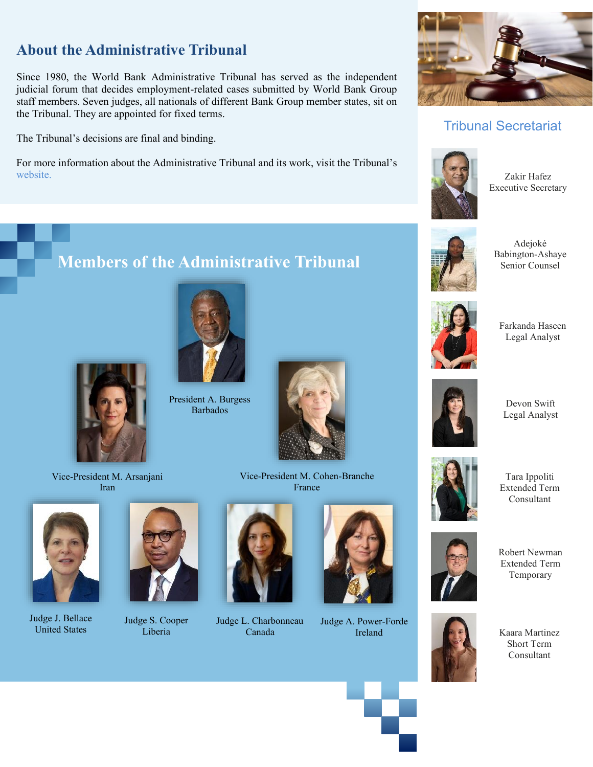## About the Administrative Tribunal

Since 1980, the World Bank Administrative Tribunal has served as the independent judicial forum that decides employment-related cases submitted by World Bank Group staff members. Seven judges, all nationals of different Bank Group member states, sit on the Tribunal. They are appointed for fixed terms.

The Tribunal's decisions are final and binding.

For more information about the Administrative Tribunal and its work, visit the Tribunal's website.

## Members of the Administrative Tribunal

President A. Burgess
Barbados

Vice-President M. Arsanjani
Iran

Vice-President M. Cohen-Branche
France

Judge J. Bellace
United States

Judge S. Cooper
Liberia

Judge L. Charbonneau
Canada

Judge A. Power-Forde
Ireland

## Tribunal Secretariat

Zakir Hafez
Executive Secretary

Adejoké Babington-Ashaye
Senior Counsel

Farkanda Haseen
Legal Analyst

Devon Swift
Legal Analyst

Tara Ippoliti
Extended Term Consultant

Robert Newman
Extended Term Temporary

Kaara Martinez
Short Term Consultant